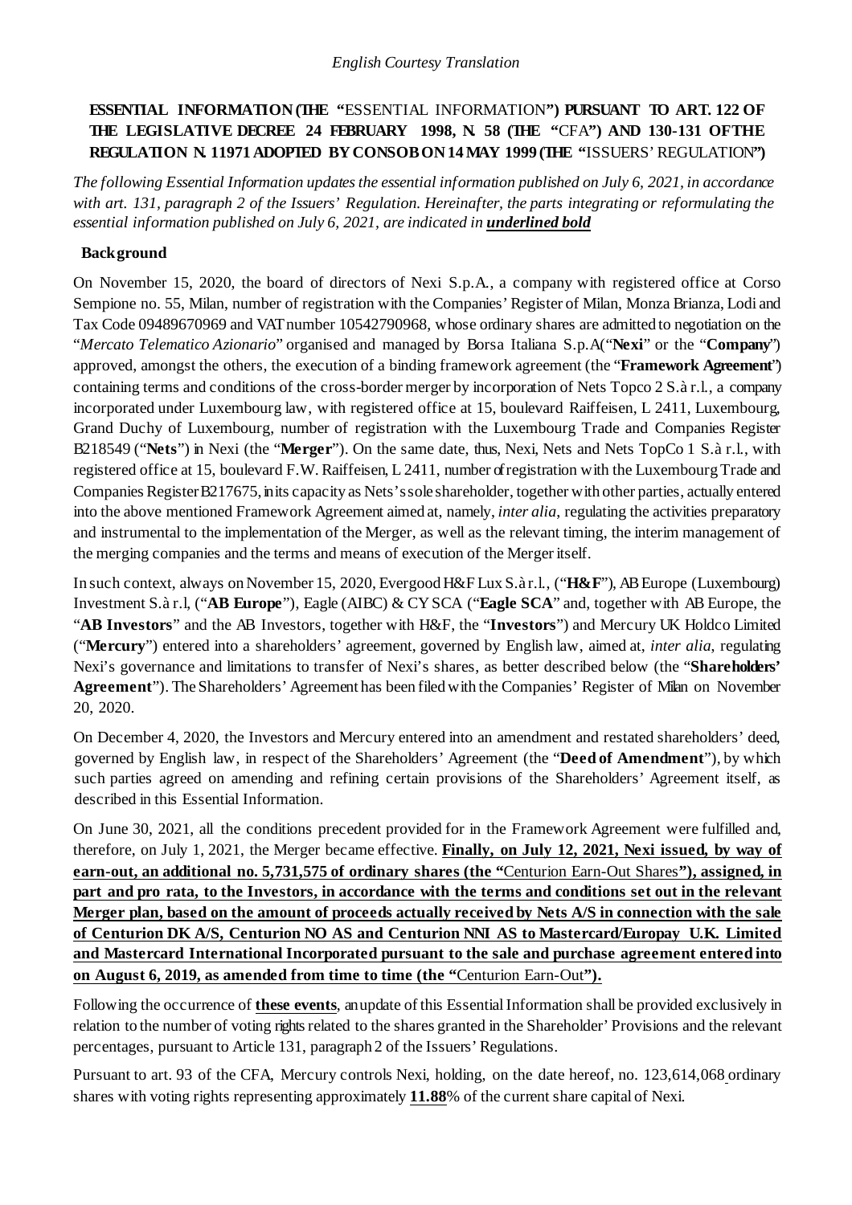*English Courtesy Translation*

**ESSENTIAL INFORMATION (THE "**ESSENTIAL INFORMATION**") PURSUANT TO ART. 122 OF THE LEGISLATIVE DECREE 24 FEBRUARY 1998, N. 58 (THE "**CFA**") AND 130-131 OF THE REGULATION N. 11971 ADOPTED BY CONSOB ON 14 MAY 1999 (THE "**ISSUERS' REGULATION**")**

*The following Essential Information updates the essential information published on July 6, 2021, in accordance with art. 131, paragraph 2 of the Issuers' Regulation. Hereinafter, the parts integrating or reformulating the essential information published on July 6, 2021, are indicated in **underlined bold***

## Background

On November 15, 2020, the board of directors of Nexi S.p.A., a company with registered office at Corso Sempione no. 55, Milan, number of registration with the Companies' Register of Milan, Monza Brianza, Lodi and Tax Code 09489670969 and VAT number 10542790968, whose ordinary shares are admitted to negotiation on the "*Mercato Telematico Azionario*" organised and managed by Borsa Italiana S.p.A("**Nexi**" or the "**Company**") approved, amongst the others, the execution of a binding framework agreement (the "**Framework Agreement**") containing terms and conditions of the cross-border merger by incorporation of Nets Topco 2 S.à r.l., a company incorporated under Luxembourg law, with registered office at 15, boulevard Raiffeisen, L 2411, Luxembourg, Grand Duchy of Luxembourg, number of registration with the Luxembourg Trade and Companies Register B218549 ("**Nets**") in Nexi (the "**Merger**"). On the same date, thus, Nexi, Nets and Nets TopCo 1 S.à r.l., with registered office at 15, boulevard F.W. Raiffeisen, L 2411, number of registration with the Luxembourg Trade and Companies Register B217675, in its capacity as Nets's sole shareholder, together with other parties, actually entered into the above mentioned Framework Agreement aimed at, namely, *inter alia*, regulating the activities preparatory and instrumental to the implementation of the Merger, as well as the relevant timing, the interim management of the merging companies and the terms and means of execution of the Merger itself.

In such context, always on November 15, 2020, Evergood H&F Lux S.à r.l., ("**H&F**"), AB Europe (Luxembourg) Investment S.à r.l, ("**AB Europe**"), Eagle (AIBC) & CY SCA ("**Eagle SCA**" and, together with AB Europe, the "**AB Investors**" and the AB Investors, together with H&F, the "**Investors**") and Mercury UK Holdco Limited ("**Mercury**") entered into a shareholders' agreement, governed by English law, aimed at, *inter alia*, regulating Nexi's governance and limitations to transfer of Nexi's shares, as better described below (the "**Shareholders' Agreement**"). The Shareholders' Agreement has been filed with the Companies' Register of Milan on November 20, 2020.

On December 4, 2020, the Investors and Mercury entered into an amendment and restated shareholders' deed, governed by English law, in respect of the Shareholders' Agreement (the "**Deed of Amendment**"), by which such parties agreed on amending and refining certain provisions of the Shareholders' Agreement itself, as described in this Essential Information.

On June 30, 2021, all the conditions precedent provided for in the Framework Agreement were fulfilled and, therefore, on July 1, 2021, the Merger became effective. <u>**Finally, on July 12, 2021, Nexi issued, by way of earn-out, an additional no. 5,731,575 of ordinary shares (the "**Centurion Earn-Out Shares**"), assigned, in part and pro rata, to the Investors, in accordance with the terms and conditions set out in the relevant Merger plan, based on the amount of proceeds actually received by Nets A/S in connection with the sale of Centurion DK A/S, Centurion NO AS and Centurion NNI AS to Mastercard/Europay U.K. Limited and Mastercard International Incorporated pursuant to the sale and purchase agreement entered into on August 6, 2019, as amended from time to time (the "**Centurion Earn-Out**").**</u>

Following the occurrence of <u>**these events**</u>, an update of this Essential Information shall be provided exclusively in relation to the number of voting rights related to the shares granted in the Shareholder' Provisions and the relevant percentages, pursuant to Article 131, paragraph 2 of the Issuers' Regulations.

Pursuant to art. 93 of the CFA, Mercury controls Nexi, holding, on the date hereof, no. 123,614,068 ordinary shares with voting rights representing approximately <u>**11.88**</u>% of the current share capital of Nexi.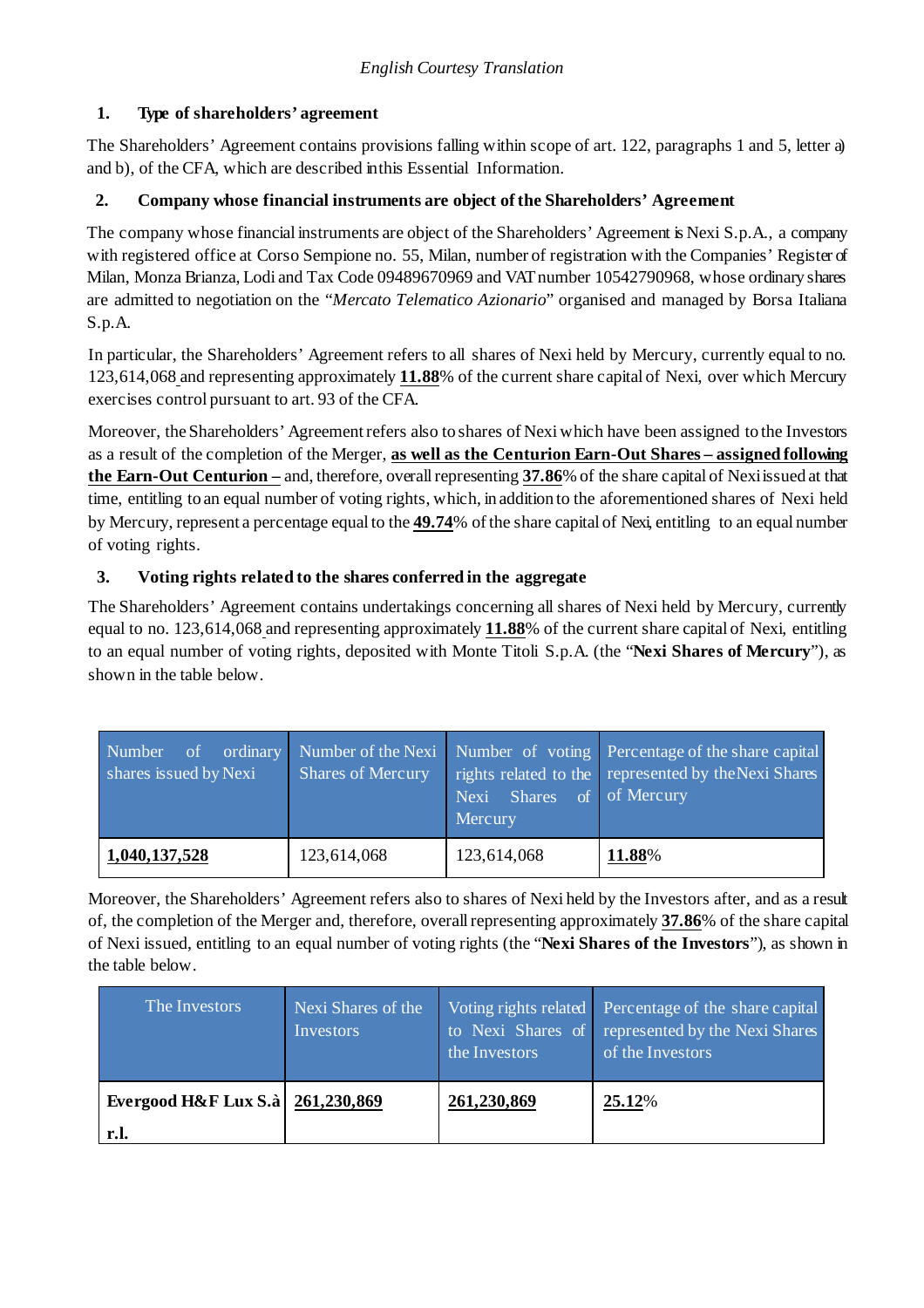*English Courtesy Translation*

## 1. Type of shareholders' agreement

The Shareholders' Agreement contains provisions falling within scope of art. 122, paragraphs 1 and 5, letter a) and b), of the CFA, which are described in this Essential Information.

## 2. Company whose financial instruments are object of the Shareholders' Agreement

The company whose financial instruments are object of the Shareholders' Agreement is Nexi S.p.A., a company with registered office at Corso Sempione no. 55, Milan, number of registration with the Companies' Register of Milan, Monza Brianza, Lodi and Tax Code 09489670969 and VAT number 10542790968, whose ordinary shares are admitted to negotiation on the "*Mercato Telematico Azionario*" organised and managed by Borsa Italiana S.p.A.

In particular, the Shareholders' Agreement refers to all shares of Nexi held by Mercury, currently equal to no. 123,614,068 and representing approximately **11.88**% of the current share capital of Nexi, over which Mercury exercises control pursuant to art. 93 of the CFA.

Moreover, the Shareholders' Agreement refers also to shares of Nexi which have been assigned to the Investors as a result of the completion of the Merger, **as well as the Centurion Earn-Out Shares – assigned following the Earn-Out Centurion –** and, therefore, overall representing **37.86**% of the share capital of Nexi issued at that time, entitling to an equal number of voting rights, which, in addition to the aforementioned shares of Nexi held by Mercury, represent a percentage equal to the **49.74**% of the share capital of Nexi, entitling to an equal number of voting rights.

## 3. Voting rights related to the shares conferred in the aggregate

The Shareholders' Agreement contains undertakings concerning all shares of Nexi held by Mercury, currently equal to no. 123,614,068 and representing approximately **11.88**% of the current share capital of Nexi, entitling to an equal number of voting rights, deposited with Monte Titoli S.p.A. (the "**Nexi Shares of Mercury**"), as shown in the table below.

| Number of ordinary shares issued by Nexi | Number of the Nexi Shares of Mercury | Number of voting rights related to the Nexi Shares of Mercury | Percentage of the share capital represented by the Nexi Shares of Mercury |
|---|---|---|---|
| **1,040,137,528** | 123,614,068 | 123,614,068 | **11.88**% |

Moreover, the Shareholders' Agreement refers also to shares of Nexi held by the Investors after, and as a result of, the completion of the Merger and, therefore, overall representing approximately **37.86**% of the share capital of Nexi issued, entitling to an equal number of voting rights (the "**Nexi Shares of the Investors**"), as shown in the table below.

| The Investors | Nexi Shares of the Investors | Voting rights related to Nexi Shares of the Investors | Percentage of the share capital represented by the Nexi Shares of the Investors |
|---|---|---|---|
| **Evergood H&F Lux S.à r.l.** | **261,230,869** | **261,230,869** | **25.12**% |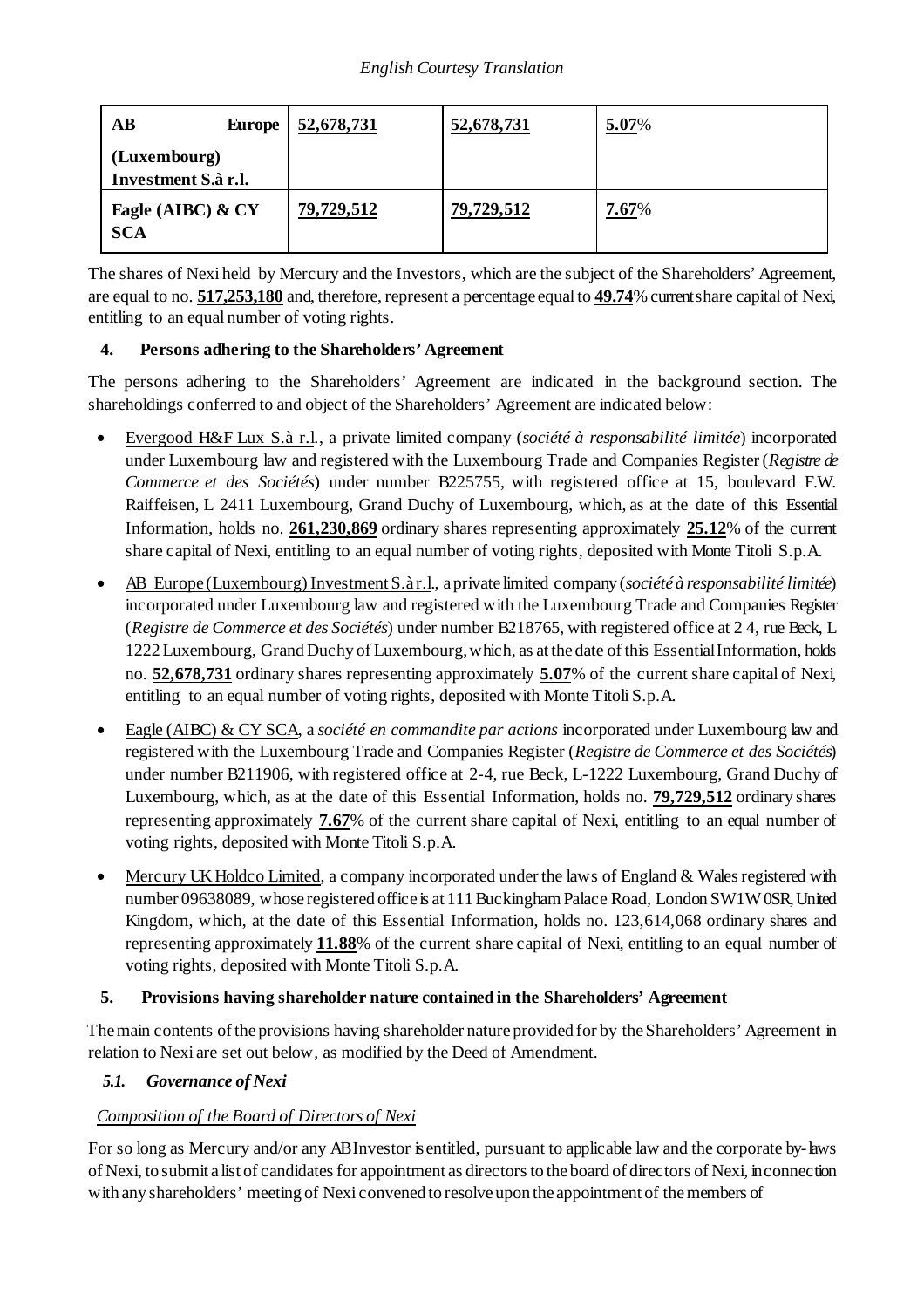| AB Europe (Luxembourg) Investment S.à r.l. | 52,678,731 | 52,678,731 | 5.07% |
|---|---|---|---|
| Eagle (AIBC) & CY SCA | 79,729,512 | 79,729,512 | 7.67% |

The shares of Nexi held by Mercury and the Investors, which are the subject of the Shareholders' Agreement, are equal to no. **517,253,180** and, therefore, represent a percentage equal to **49.74**% current share capital of Nexi, entitling to an equal number of voting rights.

## 4. Persons adhering to the Shareholders' Agreement

The persons adhering to the Shareholders' Agreement are indicated in the background section. The shareholdings conferred to and object of the Shareholders' Agreement are indicated below:

- Evergood H&F Lux S.à r.l., a private limited company (*société à responsabilité limitée*) incorporated under Luxembourg law and registered with the Luxembourg Trade and Companies Register (*Registre de Commerce et des Sociétés*) under number B225755, with registered office at 15, boulevard F.W. Raiffeisen, L 2411 Luxembourg, Grand Duchy of Luxembourg, which, as at the date of this Essential Information, holds no. **261,230,869** ordinary shares representing approximately **25.12**% of the current share capital of Nexi, entitling to an equal number of voting rights, deposited with Monte Titoli S.p.A.
- AB Europe (Luxembourg) Investment S.à r.l., a private limited company (*société à responsabilité limitée*) incorporated under Luxembourg law and registered with the Luxembourg Trade and Companies Register (*Registre de Commerce et des Sociétés*) under number B218765, with registered office at 2 4, rue Beck, L 1222 Luxembourg, Grand Duchy of Luxembourg, which, as at the date of this Essential Information, holds no. **52,678,731** ordinary shares representing approximately **5.07**% of the current share capital of Nexi, entitling to an equal number of voting rights, deposited with Monte Titoli S.p.A.
- Eagle (AIBC) & CY SCA, a *société en commandite par actions* incorporated under Luxembourg law and registered with the Luxembourg Trade and Companies Register (*Registre de Commerce et des Sociétés*) under number B211906, with registered office at 2-4, rue Beck, L-1222 Luxembourg, Grand Duchy of Luxembourg, which, as at the date of this Essential Information, holds no. **79,729,512** ordinary shares representing approximately **7.67**% of the current share capital of Nexi, entitling to an equal number of voting rights, deposited with Monte Titoli S.p.A.
- Mercury UK Holdco Limited, a company incorporated under the laws of England & Wales registered with number 09638089, whose registered office is at 111 Buckingham Palace Road, London SW1W 0SR, United Kingdom, which, at the date of this Essential Information, holds no. 123,614,068 ordinary shares and representing approximately **11.88**% of the current share capital of Nexi, entitling to an equal number of voting rights, deposited with Monte Titoli S.p.A.

## 5. Provisions having shareholder nature contained in the Shareholders' Agreement

The main contents of the provisions having shareholder nature provided for by the Shareholders' Agreement in relation to Nexi are set out below, as modified by the Deed of Amendment.

### *5.1. Governance of Nexi*

*Composition of the Board of Directors of Nexi*

For so long as Mercury and/or any AB Investor is entitled, pursuant to applicable law and the corporate by-laws of Nexi, to submit a list of candidates for appointment as directors to the board of directors of Nexi, in connection with any shareholders' meeting of Nexi convened to resolve upon the appointment of the members of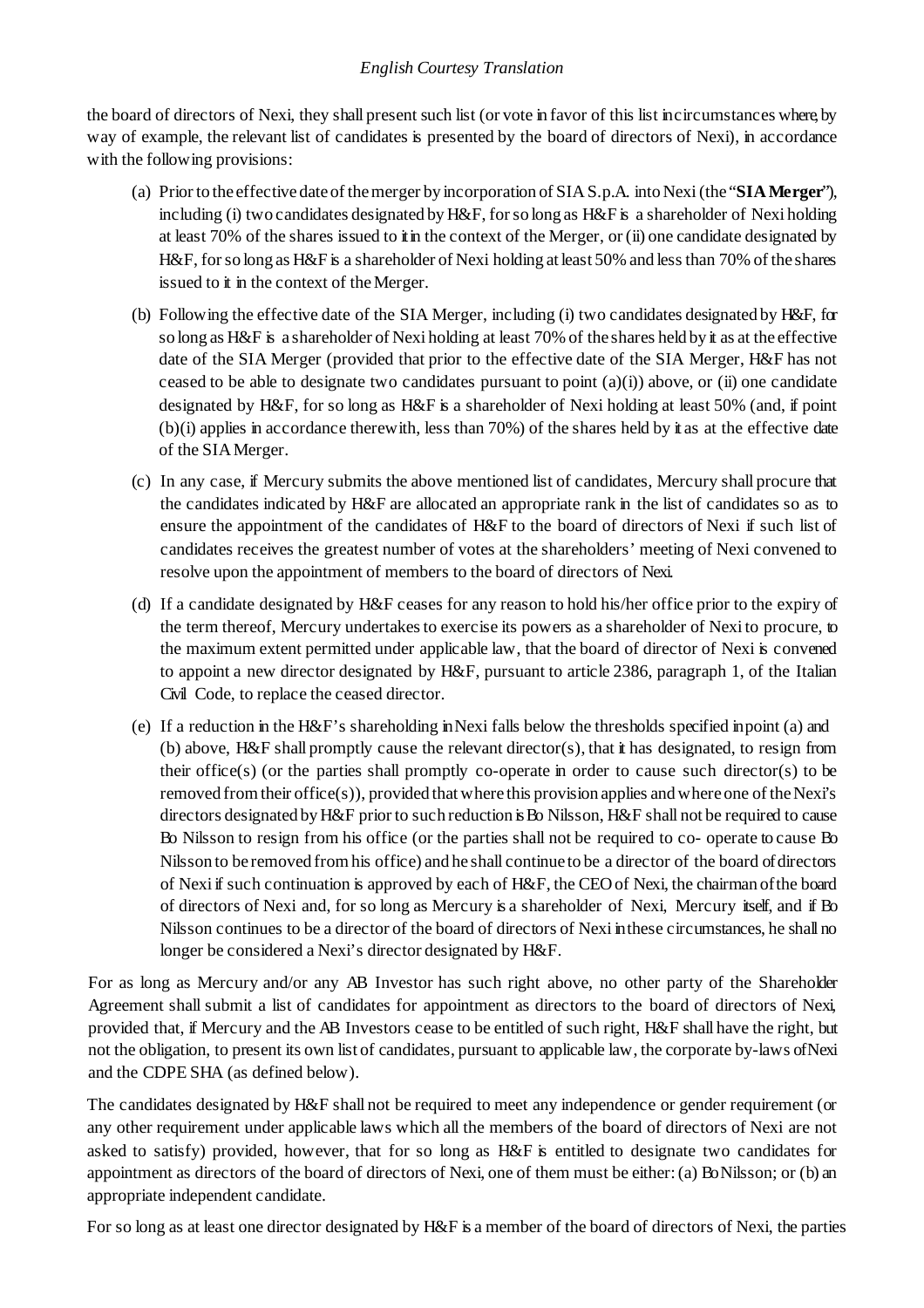the board of directors of Nexi, they shall present such list (or vote in favor of this list in circumstances where, by way of example, the relevant list of candidates is presented by the board of directors of Nexi), in accordance with the following provisions:

(a) Prior to the effective date of the merger by incorporation of SIA S.p.A. into Nexi (the "**SIA Merger**"), including (i) two candidates designated by H&F, for so long as H&F is a shareholder of Nexi holding at least 70% of the shares issued to it in the context of the Merger, or (ii) one candidate designated by H&F, for so long as H&F is a shareholder of Nexi holding at least 50% and less than 70% of the shares issued to it in the context of the Merger.

(b) Following the effective date of the SIA Merger, including (i) two candidates designated by H&F, for so long as H&F is a shareholder of Nexi holding at least 70% of the shares held by it as at the effective date of the SIA Merger (provided that prior to the effective date of the SIA Merger, H&F has not ceased to be able to designate two candidates pursuant to point (a)(i)) above, or (ii) one candidate designated by H&F, for so long as H&F is a shareholder of Nexi holding at least 50% (and, if point (b)(i) applies in accordance therewith, less than 70%) of the shares held by it as at the effective date of the SIA Merger.

(c) In any case, if Mercury submits the above mentioned list of candidates, Mercury shall procure that the candidates indicated by H&F are allocated an appropriate rank in the list of candidates so as to ensure the appointment of the candidates of H&F to the board of directors of Nexi if such list of candidates receives the greatest number of votes at the shareholders' meeting of Nexi convened to resolve upon the appointment of members to the board of directors of Nexi.

(d) If a candidate designated by H&F ceases for any reason to hold his/her office prior to the expiry of the term thereof, Mercury undertakes to exercise its powers as a shareholder of Nexi to procure, to the maximum extent permitted under applicable law, that the board of director of Nexi is convened to appoint a new director designated by H&F, pursuant to article 2386, paragraph 1, of the Italian Civil Code, to replace the ceased director.

(e) If a reduction in the H&F's shareholding in Nexi falls below the thresholds specified in point (a) and (b) above, H&F shall promptly cause the relevant director(s), that it has designated, to resign from their office(s) (or the parties shall promptly co-operate in order to cause such director(s) to be removed from their office(s)), provided that where this provision applies and where one of the Nexi's directors designated by H&F prior to such reduction is Bo Nilsson, H&F shall not be required to cause Bo Nilsson to resign from his office (or the parties shall not be required to co- operate to cause Bo Nilsson to be removed from his office) and he shall continue to be a director of the board of directors of Nexi if such continuation is approved by each of H&F, the CEO of Nexi, the chairman of the board of directors of Nexi and, for so long as Mercury is a shareholder of Nexi, Mercury itself, and if Bo Nilsson continues to be a director of the board of directors of Nexi in these circumstances, he shall no longer be considered a Nexi's director designated by H&F.

For as long as Mercury and/or any AB Investor has such right above, no other party of the Shareholder Agreement shall submit a list of candidates for appointment as directors to the board of directors of Nexi, provided that, if Mercury and the AB Investors cease to be entitled of such right, H&F shall have the right, but not the obligation, to present its own list of candidates, pursuant to applicable law, the corporate by-laws of Nexi and the CDPE SHA (as defined below).

The candidates designated by H&F shall not be required to meet any independence or gender requirement (or any other requirement under applicable laws which all the members of the board of directors of Nexi are not asked to satisfy) provided, however, that for so long as H&F is entitled to designate two candidates for appointment as directors of the board of directors of Nexi, one of them must be either: (a) Bo Nilsson; or (b) an appropriate independent candidate.

For so long as at least one director designated by H&F is a member of the board of directors of Nexi, the parties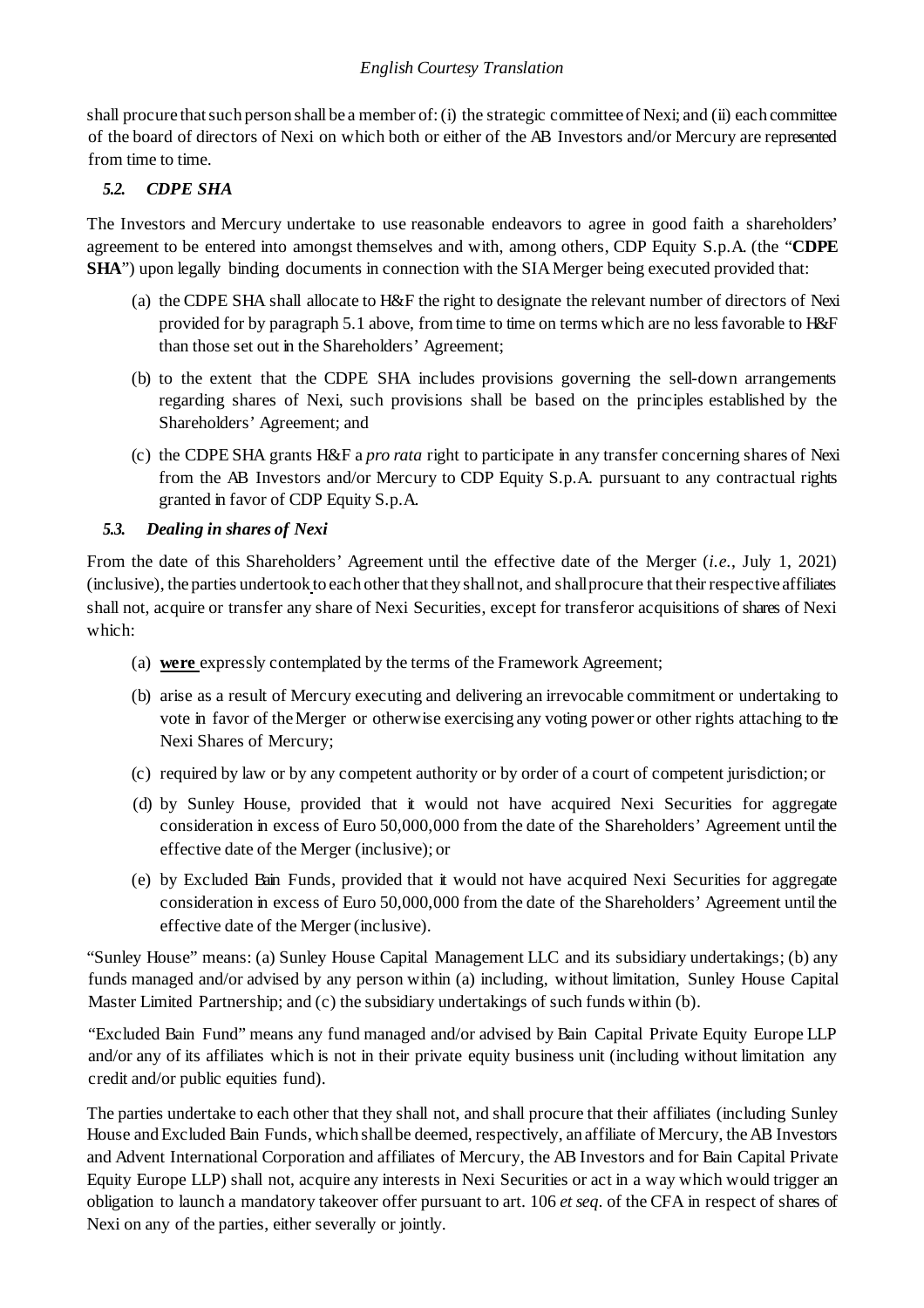shall procure that such person shall be a member of: (i) the strategic committee of Nexi; and (ii) each committee of the board of directors of Nexi on which both or either of the AB Investors and/or Mercury are represented from time to time.

### *5.2. CDPE SHA*

The Investors and Mercury undertake to use reasonable endeavors to agree in good faith a shareholders' agreement to be entered into amongst themselves and with, among others, CDP Equity S.p.A. (the "**CDPE SHA**") upon legally binding documents in connection with the SIA Merger being executed provided that:

(a) the CDPE SHA shall allocate to H&F the right to designate the relevant number of directors of Nexi provided for by paragraph 5.1 above, from time to time on terms which are no less favorable to H&F than those set out in the Shareholders' Agreement;

(b) to the extent that the CDPE SHA includes provisions governing the sell-down arrangements regarding shares of Nexi, such provisions shall be based on the principles established by the Shareholders' Agreement; and

(c) the CDPE SHA grants H&F a *pro rata* right to participate in any transfer concerning shares of Nexi from the AB Investors and/or Mercury to CDP Equity S.p.A. pursuant to any contractual rights granted in favor of CDP Equity S.p.A.

### *5.3. Dealing in shares of Nexi*

From the date of this Shareholders' Agreement until the effective date of the Merger (*i.e.*, July 1, 2021) (inclusive), the parties undertook to each other that they shall not, and shall procure that their respective affiliates shall not, acquire or transfer any share of Nexi Securities, except for transferor acquisitions of shares of Nexi which:

(a) **were** expressly contemplated by the terms of the Framework Agreement;

(b) arise as a result of Mercury executing and delivering an irrevocable commitment or undertaking to vote in favor of the Merger or otherwise exercising any voting power or other rights attaching to the Nexi Shares of Mercury;

(c) required by law or by any competent authority or by order of a court of competent jurisdiction; or

(d) by Sunley House, provided that it would not have acquired Nexi Securities for aggregate consideration in excess of Euro 50,000,000 from the date of the Shareholders' Agreement until the effective date of the Merger (inclusive); or

(e) by Excluded Bain Funds, provided that it would not have acquired Nexi Securities for aggregate consideration in excess of Euro 50,000,000 from the date of the Shareholders' Agreement until the effective date of the Merger (inclusive).

"Sunley House" means: (a) Sunley House Capital Management LLC and its subsidiary undertakings; (b) any funds managed and/or advised by any person within (a) including, without limitation, Sunley House Capital Master Limited Partnership; and (c) the subsidiary undertakings of such funds within (b).

"Excluded Bain Fund" means any fund managed and/or advised by Bain Capital Private Equity Europe LLP and/or any of its affiliates which is not in their private equity business unit (including without limitation any credit and/or public equities fund).

The parties undertake to each other that they shall not, and shall procure that their affiliates (including Sunley House and Excluded Bain Funds, which shall be deemed, respectively, an affiliate of Mercury, the AB Investors and Advent International Corporation and affiliates of Mercury, the AB Investors and for Bain Capital Private Equity Europe LLP) shall not, acquire any interests in Nexi Securities or act in a way which would trigger an obligation to launch a mandatory takeover offer pursuant to art. 106 *et seq.* of the CFA in respect of shares of Nexi on any of the parties, either severally or jointly.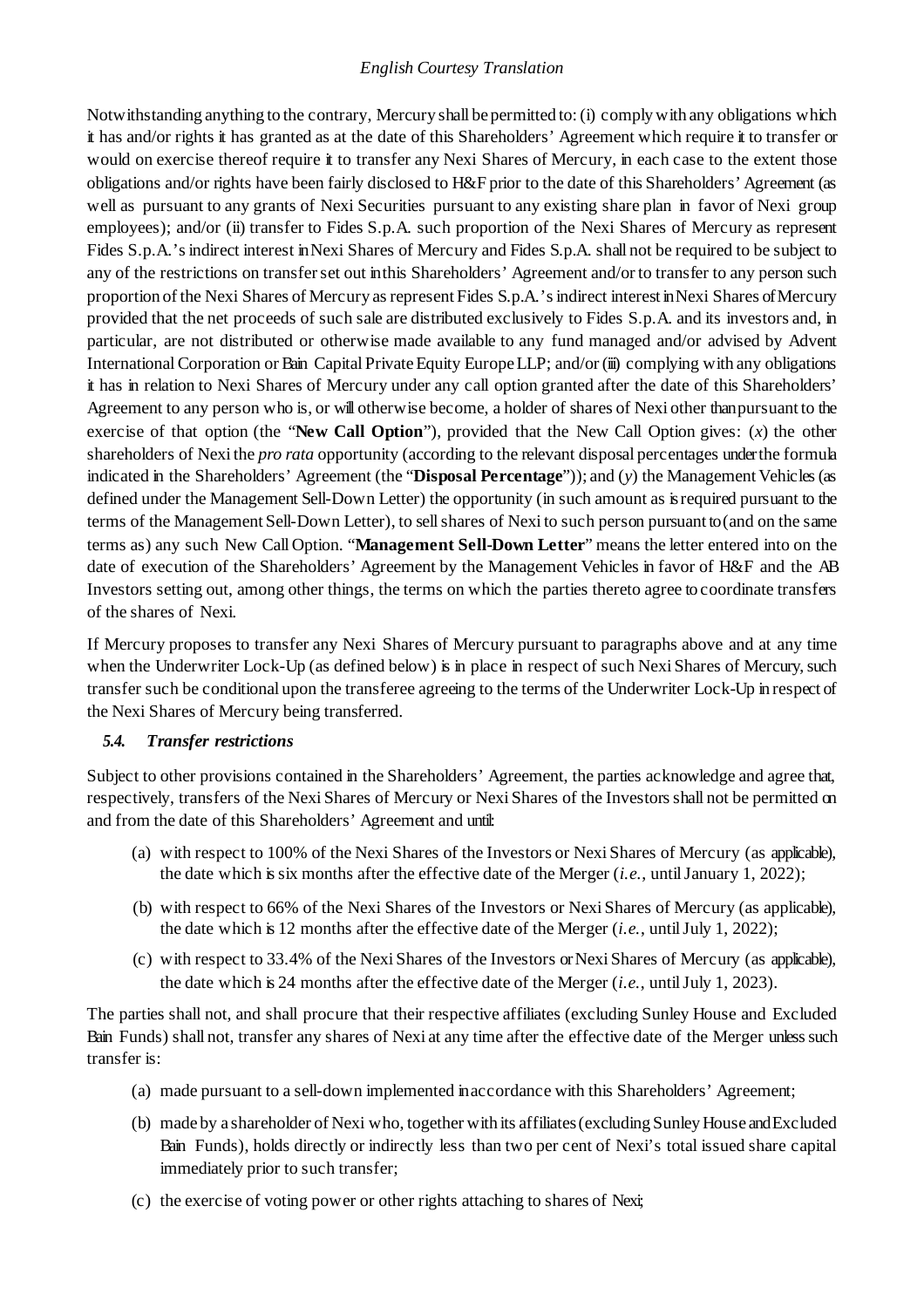Notwithstanding anything to the contrary, Mercury shall be permitted to: (i) comply with any obligations which it has and/or rights it has granted as at the date of this Shareholders' Agreement which require it to transfer or would on exercise thereof require it to transfer any Nexi Shares of Mercury, in each case to the extent those obligations and/or rights have been fairly disclosed to H&F prior to the date of this Shareholders' Agreement (as well as pursuant to any grants of Nexi Securities pursuant to any existing share plan in favor of Nexi group employees); and/or (ii) transfer to Fides S.p.A. such proportion of the Nexi Shares of Mercury as represent Fides S.p.A.'s indirect interest in Nexi Shares of Mercury and Fides S.p.A. shall not be required to be subject to any of the restrictions on transfer set out in this Shareholders' Agreement and/or to transfer to any person such proportion of the Nexi Shares of Mercury as represent Fides S.p.A.'s indirect interest in Nexi Shares of Mercury provided that the net proceeds of such sale are distributed exclusively to Fides S.p.A. and its investors and, in particular, are not distributed or otherwise made available to any fund managed and/or advised by Advent International Corporation or Bain Capital Private Equity Europe LLP; and/or (iii) complying with any obligations it has in relation to Nexi Shares of Mercury under any call option granted after the date of this Shareholders' Agreement to any person who is, or will otherwise become, a holder of shares of Nexi other than pursuant to the exercise of that option (the "**New Call Option**"), provided that the New Call Option gives: (*x*) the other shareholders of Nexi the *pro rata* opportunity (according to the relevant disposal percentages under the formula indicated in the Shareholders' Agreement (the "**Disposal Percentage**")); and (*y*) the Management Vehicles (as defined under the Management Sell-Down Letter) the opportunity (in such amount as is required pursuant to the terms of the Management Sell-Down Letter), to sell shares of Nexi to such person pursuant to (and on the same terms as) any such New Call Option. "**Management Sell-Down Letter**" means the letter entered into on the date of execution of the Shareholders' Agreement by the Management Vehicles in favor of H&F and the AB Investors setting out, among other things, the terms on which the parties thereto agree to coordinate transfers of the shares of Nexi.

If Mercury proposes to transfer any Nexi Shares of Mercury pursuant to paragraphs above and at any time when the Underwriter Lock-Up (as defined below) is in place in respect of such Nexi Shares of Mercury, such transfer such be conditional upon the transferee agreeing to the terms of the Underwriter Lock-Up in respect of the Nexi Shares of Mercury being transferred.

### *5.4. Transfer restrictions*

Subject to other provisions contained in the Shareholders' Agreement, the parties acknowledge and agree that, respectively, transfers of the Nexi Shares of Mercury or Nexi Shares of the Investors shall not be permitted on and from the date of this Shareholders' Agreement and until:

(a) with respect to 100% of the Nexi Shares of the Investors or Nexi Shares of Mercury (as applicable), the date which is six months after the effective date of the Merger (*i.e.*, until January 1, 2022);

(b) with respect to 66% of the Nexi Shares of the Investors or Nexi Shares of Mercury (as applicable), the date which is 12 months after the effective date of the Merger (*i.e.*, until July 1, 2022);

(c) with respect to 33.4% of the Nexi Shares of the Investors or Nexi Shares of Mercury (as applicable), the date which is 24 months after the effective date of the Merger (*i.e.*, until July 1, 2023).

The parties shall not, and shall procure that their respective affiliates (excluding Sunley House and Excluded Bain Funds) shall not, transfer any shares of Nexi at any time after the effective date of the Merger unless such transfer is:

(a) made pursuant to a sell-down implemented in accordance with this Shareholders' Agreement;

(b) made by a shareholder of Nexi who, together with its affiliates (excluding Sunley House and Excluded Bain Funds), holds directly or indirectly less than two per cent of Nexi's total issued share capital immediately prior to such transfer;

(c) the exercise of voting power or other rights attaching to shares of Nexi;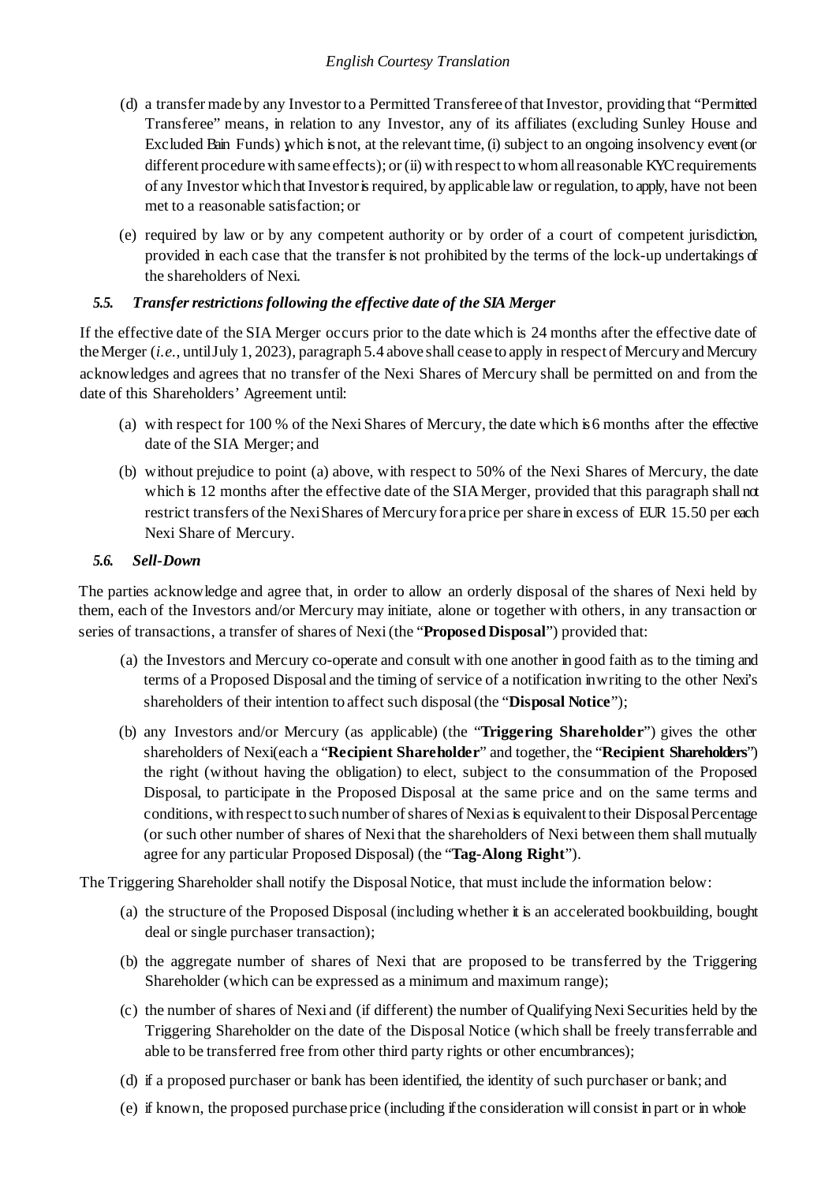(d) a transfer made by any Investor to a Permitted Transferee of that Investor, providing that "Permitted Transferee" means, in relation to any Investor, any of its affiliates (excluding Sunley House and Excluded Bain Funds) which is not, at the relevant time, (i) subject to an ongoing insolvency event (or different procedure with same effects); or (ii) with respect to whom all reasonable KYC requirements of any Investor which that Investor is required, by applicable law or regulation, to apply, have not been met to a reasonable satisfaction; or

(e) required by law or by any competent authority or by order of a court of competent jurisdiction, provided in each case that the transfer is not prohibited by the terms of the lock-up undertakings of the shareholders of Nexi.

### *5.5. Transfer restrictions following the effective date of the SIA Merger*

If the effective date of the SIA Merger occurs prior to the date which is 24 months after the effective date of the Merger (*i.e.*, until July 1, 2023), paragraph 5.4 above shall cease to apply in respect of Mercury and Mercury acknowledges and agrees that no transfer of the Nexi Shares of Mercury shall be permitted on and from the date of this Shareholders' Agreement until:

(a) with respect for 100 % of the Nexi Shares of Mercury, the date which is 6 months after the effective date of the SIA Merger; and

(b) without prejudice to point (a) above, with respect to 50% of the Nexi Shares of Mercury, the date which is 12 months after the effective date of the SIA Merger, provided that this paragraph shall not restrict transfers of the Nexi Shares of Mercury for a price per share in excess of EUR 15.50 per each Nexi Share of Mercury.

### *5.6. Sell-Down*

The parties acknowledge and agree that, in order to allow an orderly disposal of the shares of Nexi held by them, each of the Investors and/or Mercury may initiate, alone or together with others, in any transaction or series of transactions, a transfer of shares of Nexi (the "**Proposed Disposal**") provided that:

(a) the Investors and Mercury co-operate and consult with one another in good faith as to the timing and terms of a Proposed Disposal and the timing of service of a notification in writing to the other Nexi's shareholders of their intention to affect such disposal (the "**Disposal Notice**");

(b) any Investors and/or Mercury (as applicable) (the "**Triggering Shareholder**") gives the other shareholders of Nexi(each a "**Recipient Shareholder**" and together, the "**Recipient Shareholders**") the right (without having the obligation) to elect, subject to the consummation of the Proposed Disposal, to participate in the Proposed Disposal at the same price and on the same terms and conditions, with respect to such number of shares of Nexi as is equivalent to their Disposal Percentage (or such other number of shares of Nexi that the shareholders of Nexi between them shall mutually agree for any particular Proposed Disposal) (the "**Tag-Along Right**").

The Triggering Shareholder shall notify the Disposal Notice, that must include the information below:

(a) the structure of the Proposed Disposal (including whether it is an accelerated bookbuilding, bought deal or single purchaser transaction);

(b) the aggregate number of shares of Nexi that are proposed to be transferred by the Triggering Shareholder (which can be expressed as a minimum and maximum range);

(c) the number of shares of Nexi and (if different) the number of Qualifying Nexi Securities held by the Triggering Shareholder on the date of the Disposal Notice (which shall be freely transferrable and able to be transferred free from other third party rights or other encumbrances);

(d) if a proposed purchaser or bank has been identified, the identity of such purchaser or bank; and

(e) if known, the proposed purchase price (including if the consideration will consist in part or in whole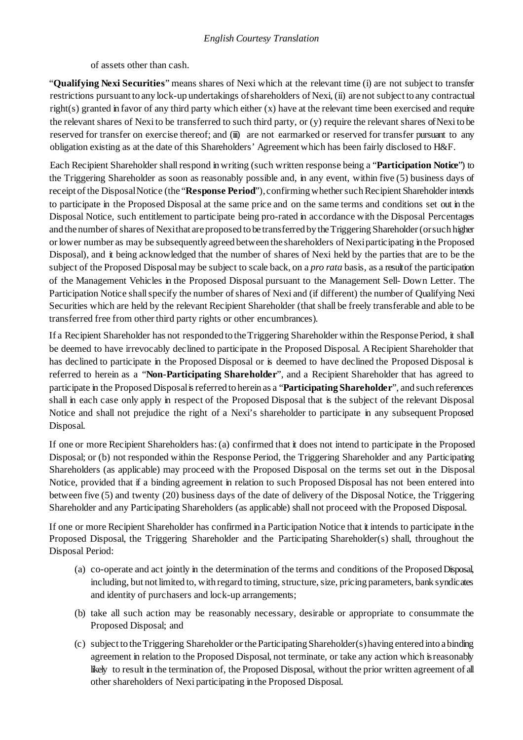of assets other than cash.

"**Qualifying Nexi Securities**" means shares of Nexi which at the relevant time (i) are not subject to transfer restrictions pursuant to any lock-up undertakings of shareholders of Nexi, (ii) are not subject to any contractual right(s) granted in favor of any third party which either (x) have at the relevant time been exercised and require the relevant shares of Nexi to be transferred to such third party, or (y) require the relevant shares of Nexi to be reserved for transfer on exercise thereof; and (iii) are not earmarked or reserved for transfer pursuant to any obligation existing as at the date of this Shareholders' Agreement which has been fairly disclosed to H&F.

Each Recipient Shareholder shall respond in writing (such written response being a "**Participation Notice**") to the Triggering Shareholder as soon as reasonably possible and, in any event, within five (5) business days of receipt of the Disposal Notice (the "**Response Period**"), confirming whether such Recipient Shareholder intends to participate in the Proposed Disposal at the same price and on the same terms and conditions set out in the Disposal Notice, such entitlement to participate being pro-rated in accordance with the Disposal Percentages and the number of shares of Nexi that are proposed to be transferred by the Triggering Shareholder (or such higher or lower number as may be subsequently agreed between the shareholders of Nexi participating in the Proposed Disposal), and it being acknowledged that the number of shares of Nexi held by the parties that are to be the subject of the Proposed Disposal may be subject to scale back, on a *pro rata* basis, as a result of the participation of the Management Vehicles in the Proposed Disposal pursuant to the Management Sell- Down Letter. The Participation Notice shall specify the number of shares of Nexi and (if different) the number of Qualifying Nexi Securities which are held by the relevant Recipient Shareholder (that shall be freely transferable and able to be transferred free from other third party rights or other encumbrances).

If a Recipient Shareholder has not responded to the Triggering Shareholder within the Response Period, it shall be deemed to have irrevocably declined to participate in the Proposed Disposal. A Recipient Shareholder that has declined to participate in the Proposed Disposal or is deemed to have declined the Proposed Disposal is referred to herein as a "**Non-Participating Shareholder**", and a Recipient Shareholder that has agreed to participate in the Proposed Disposal is referred to herein as a "**Participating Shareholder**", and such references shall in each case only apply in respect of the Proposed Disposal that is the subject of the relevant Disposal Notice and shall not prejudice the right of a Nexi's shareholder to participate in any subsequent Proposed Disposal.

If one or more Recipient Shareholders has: (a) confirmed that it does not intend to participate in the Proposed Disposal; or (b) not responded within the Response Period, the Triggering Shareholder and any Participating Shareholders (as applicable) may proceed with the Proposed Disposal on the terms set out in the Disposal Notice, provided that if a binding agreement in relation to such Proposed Disposal has not been entered into between five (5) and twenty (20) business days of the date of delivery of the Disposal Notice, the Triggering Shareholder and any Participating Shareholders (as applicable) shall not proceed with the Proposed Disposal.

If one or more Recipient Shareholder has confirmed in a Participation Notice that it intends to participate in the Proposed Disposal, the Triggering Shareholder and the Participating Shareholder(s) shall, throughout the Disposal Period:

(a) co-operate and act jointly in the determination of the terms and conditions of the Proposed Disposal, including, but not limited to, with regard to timing, structure, size, pricing parameters, bank syndicates and identity of purchasers and lock-up arrangements;

(b) take all such action may be reasonably necessary, desirable or appropriate to consummate the Proposed Disposal; and

(c) subject to the Triggering Shareholder or the Participating Shareholder(s) having entered into a binding agreement in relation to the Proposed Disposal, not terminate, or take any action which is reasonably likely to result in the termination of, the Proposed Disposal, without the prior written agreement of all other shareholders of Nexi participating in the Proposed Disposal.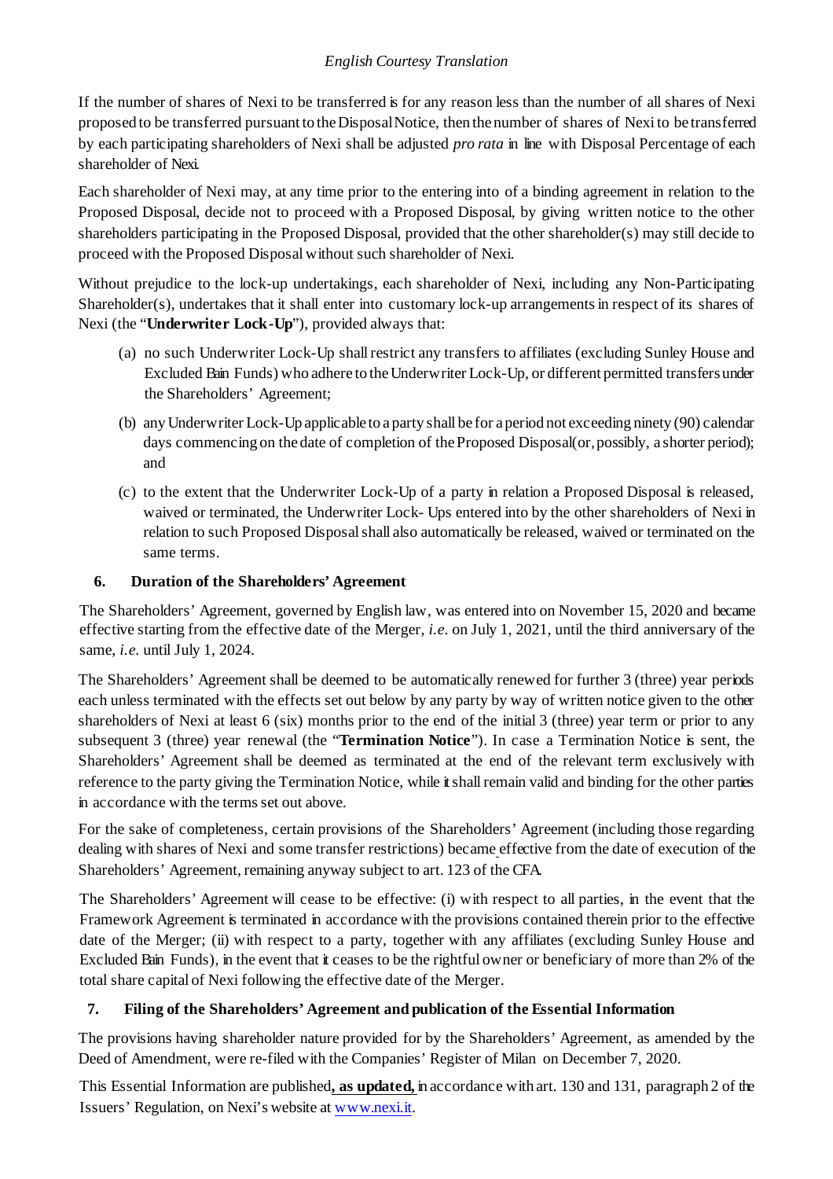If the number of shares of Nexi to be transferred is for any reason less than the number of all shares of Nexi proposed to be transferred pursuant to the Disposal Notice, then the number of shares of Nexi to be transferred by each participating shareholders of Nexi shall be adjusted *pro rata* in line with Disposal Percentage of each shareholder of Nexi.

Each shareholder of Nexi may, at any time prior to the entering into of a binding agreement in relation to the Proposed Disposal, decide not to proceed with a Proposed Disposal, by giving written notice to the other shareholders participating in the Proposed Disposal, provided that the other shareholder(s) may still decide to proceed with the Proposed Disposal without such shareholder of Nexi.

Without prejudice to the lock-up undertakings, each shareholder of Nexi, including any Non-Participating Shareholder(s), undertakes that it shall enter into customary lock-up arrangements in respect of its shares of Nexi (the "**Underwriter Lock-Up**"), provided always that:

(a) no such Underwriter Lock-Up shall restrict any transfers to affiliates (excluding Sunley House and Excluded Bain Funds) who adhere to the Underwriter Lock-Up, or different permitted transfers under the Shareholders' Agreement;

(b) any Underwriter Lock-Up applicable to a party shall be for a period not exceeding ninety (90) calendar days commencing on the date of completion of the Proposed Disposal(or, possibly, a shorter period); and

(c) to the extent that the Underwriter Lock-Up of a party in relation a Proposed Disposal is released, waived or terminated, the Underwriter Lock- Ups entered into by the other shareholders of Nexi in relation to such Proposed Disposal shall also automatically be released, waived or terminated on the same terms.

## 6. Duration of the Shareholders' Agreement

The Shareholders' Agreement, governed by English law, was entered into on November 15, 2020 and became effective starting from the effective date of the Merger, *i.e.* on July 1, 2021, until the third anniversary of the same, *i.e.* until July 1, 2024.

The Shareholders' Agreement shall be deemed to be automatically renewed for further 3 (three) year periods each unless terminated with the effects set out below by any party by way of written notice given to the other shareholders of Nexi at least 6 (six) months prior to the end of the initial 3 (three) year term or prior to any subsequent 3 (three) year renewal (the "**Termination Notice**"). In case a Termination Notice is sent, the Shareholders' Agreement shall be deemed as terminated at the end of the relevant term exclusively with reference to the party giving the Termination Notice, while it shall remain valid and binding for the other parties in accordance with the terms set out above.

For the sake of completeness, certain provisions of the Shareholders' Agreement (including those regarding dealing with shares of Nexi and some transfer restrictions) became effective from the date of execution of the Shareholders' Agreement, remaining anyway subject to art. 123 of the CFA.

The Shareholders' Agreement will cease to be effective: (i) with respect to all parties, in the event that the Framework Agreement is terminated in accordance with the provisions contained therein prior to the effective date of the Merger; (ii) with respect to a party, together with any affiliates (excluding Sunley House and Excluded Bain Funds), in the event that it ceases to be the rightful owner or beneficiary of more than 2% of the total share capital of Nexi following the effective date of the Merger.

## 7. Filing of the Shareholders' Agreement and publication of the Essential Information

The provisions having shareholder nature provided for by the Shareholders' Agreement, as amended by the Deed of Amendment, were re-filed with the Companies' Register of Milan on December 7, 2020.

This Essential Information are published**, as updated,** in accordance with art. 130 and 131, paragraph 2 of the Issuers' Regulation, on Nexi's website at www.nexi.it.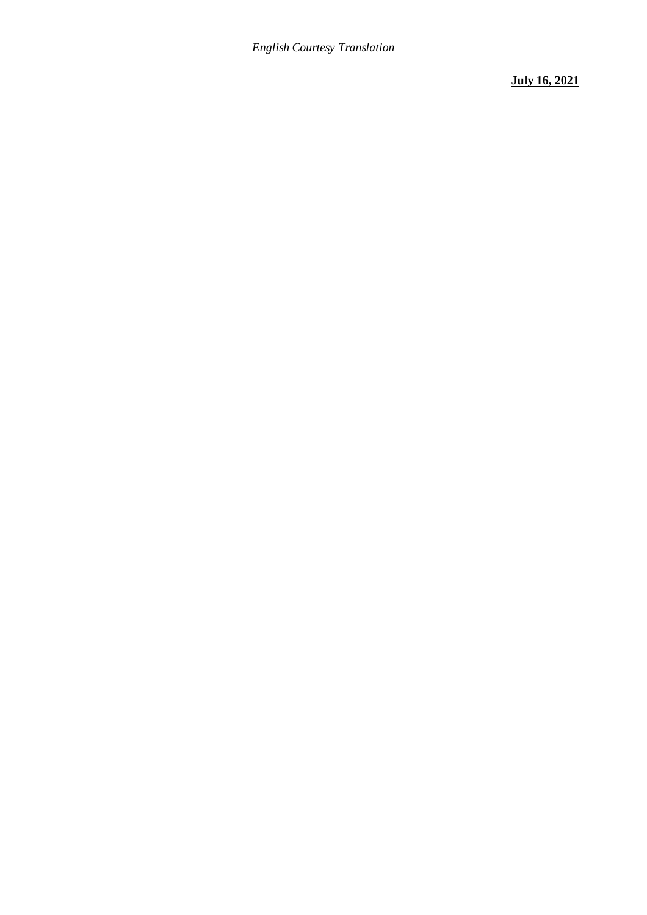*English Courtesy Translation*

**July 16, 2021**